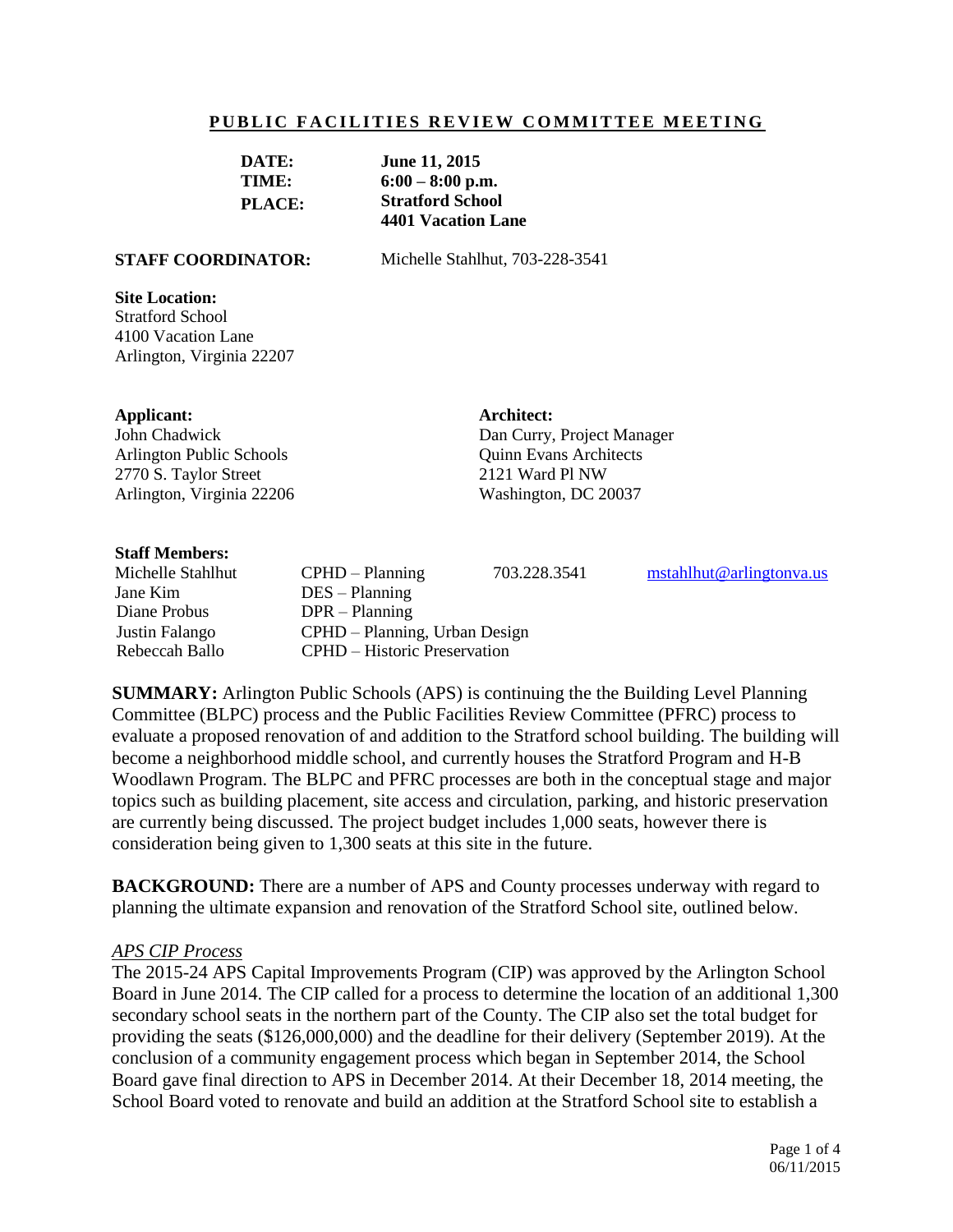## PUBLIC FACILITIES REVIEW COMMITTEE MEETING

**DATE:** **June 11, 2015**
**TIME:** **6:00 – 8:00 p.m.**
**PLACE:** **Stratford School**
**4401 Vacation Lane**

**STAFF COORDINATOR:** Michelle Stahlhut, 703-228-3541

**Site Location:**
Stratford School
4100 Vacation Lane
Arlington, Virginia 22207

**Applicant:**
John Chadwick
Arlington Public Schools
2770 S. Taylor Street
Arlington, Virginia 22206

**Architect:**
Dan Curry, Project Manager
Quinn Evans Architects
2121 Ward Pl NW
Washington, DC 20037

**Staff Members:**

| | | | |
|---|---|---|---|
| Michelle Stahlhut | CPHD – Planning | 703.228.3541 | mstahlhut@arlingtonva.us |
| Jane Kim | DES – Planning | | |
| Diane Probus | DPR – Planning | | |
| Justin Falango | CPHD – Planning, Urban Design | | |
| Rebeccah Ballo | CPHD – Historic Preservation | | |

**SUMMARY:** Arlington Public Schools (APS) is continuing the the Building Level Planning Committee (BLPC) process and the Public Facilities Review Committee (PFRC) process to evaluate a proposed renovation of and addition to the Stratford school building. The building will become a neighborhood middle school, and currently houses the Stratford Program and H-B Woodlawn Program. The BLPC and PFRC processes are both in the conceptual stage and major topics such as building placement, site access and circulation, parking, and historic preservation are currently being discussed. The project budget includes 1,000 seats, however there is consideration being given to 1,300 seats at this site in the future.

**BACKGROUND:** There are a number of APS and County processes underway with regard to planning the ultimate expansion and renovation of the Stratford School site, outlined below.

*APS CIP Process*

The 2015-24 APS Capital Improvements Program (CIP) was approved by the Arlington School Board in June 2014. The CIP called for a process to determine the location of an additional 1,300 secondary school seats in the northern part of the County. The CIP also set the total budget for providing the seats ($126,000,000) and the deadline for their delivery (September 2019). At the conclusion of a community engagement process which began in September 2014, the School Board gave final direction to APS in December 2014. At their December 18, 2014 meeting, the School Board voted to renovate and build an addition at the Stratford School site to establish a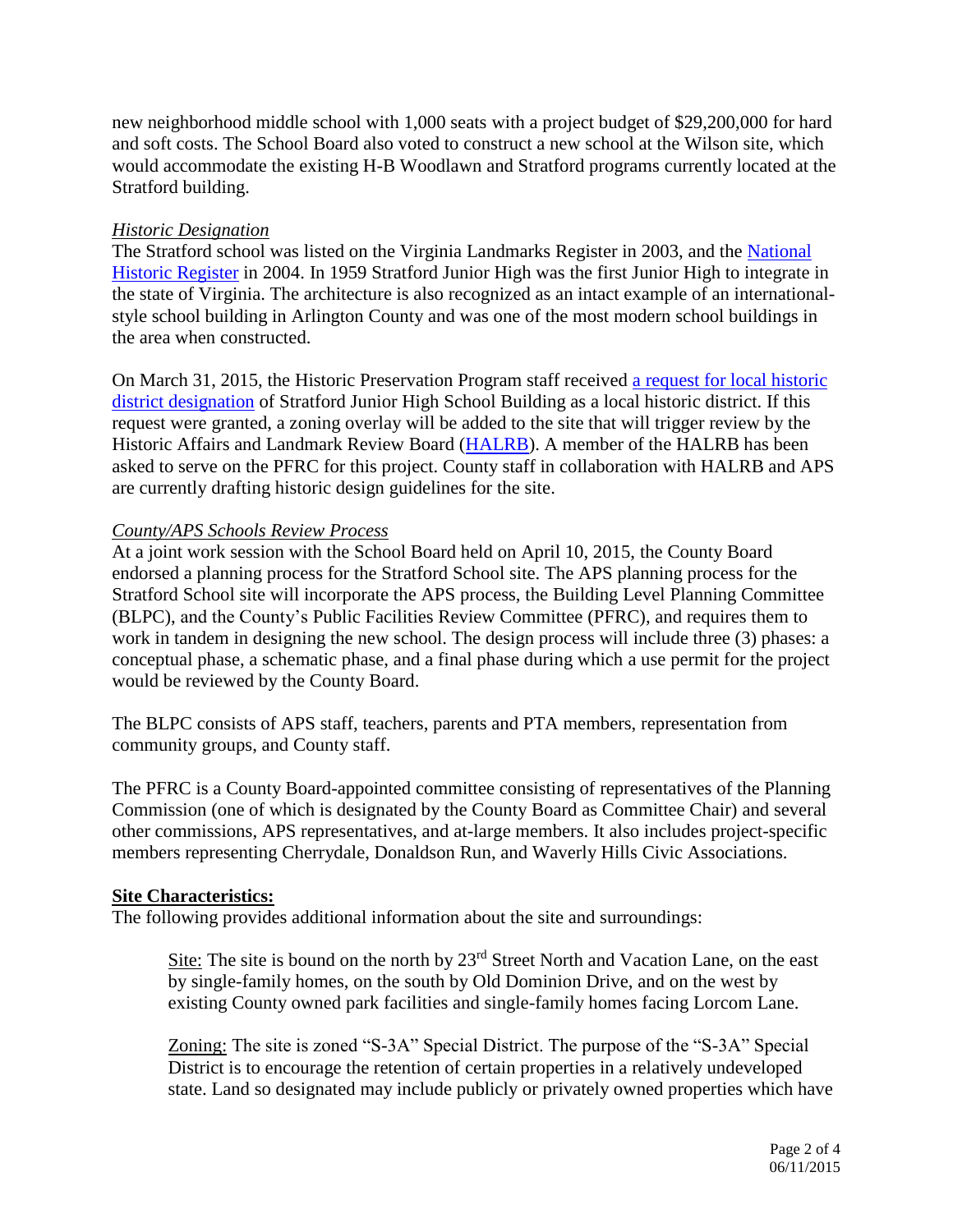new neighborhood middle school with 1,000 seats with a project budget of $29,200,000 for hard and soft costs. The School Board also voted to construct a new school at the Wilson site, which would accommodate the existing H-B Woodlawn and Stratford programs currently located at the Stratford building.

*Historic Designation*

The Stratford school was listed on the Virginia Landmarks Register in 2003, and the National Historic Register in 2004. In 1959 Stratford Junior High was the first Junior High to integrate in the state of Virginia. The architecture is also recognized as an intact example of an international-style school building in Arlington County and was one of the most modern school buildings in the area when constructed.

On March 31, 2015, the Historic Preservation Program staff received a request for local historic district designation of Stratford Junior High School Building as a local historic district. If this request were granted, a zoning overlay will be added to the site that will trigger review by the Historic Affairs and Landmark Review Board (HALRB). A member of the HALRB has been asked to serve on the PFRC for this project. County staff in collaboration with HALRB and APS are currently drafting historic design guidelines for the site.

*County/APS Schools Review Process*

At a joint work session with the School Board held on April 10, 2015, the County Board endorsed a planning process for the Stratford School site. The APS planning process for the Stratford School site will incorporate the APS process, the Building Level Planning Committee (BLPC), and the County's Public Facilities Review Committee (PFRC), and requires them to work in tandem in designing the new school. The design process will include three (3) phases: a conceptual phase, a schematic phase, and a final phase during which a use permit for the project would be reviewed by the County Board.

The BLPC consists of APS staff, teachers, parents and PTA members, representation from community groups, and County staff.

The PFRC is a County Board-appointed committee consisting of representatives of the Planning Commission (one of which is designated by the County Board as Committee Chair) and several other commissions, APS representatives, and at-large members. It also includes project-specific members representing Cherrydale, Donaldson Run, and Waverly Hills Civic Associations.

**Site Characteristics:**

The following provides additional information about the site and surroundings:

> Site: The site is bound on the north by 23rd Street North and Vacation Lane, on the east by single-family homes, on the south by Old Dominion Drive, and on the west by existing County owned park facilities and single-family homes facing Lorcom Lane.
>
> Zoning: The site is zoned "S-3A" Special District. The purpose of the "S-3A" Special District is to encourage the retention of certain properties in a relatively undeveloped state. Land so designated may include publicly or privately owned properties which have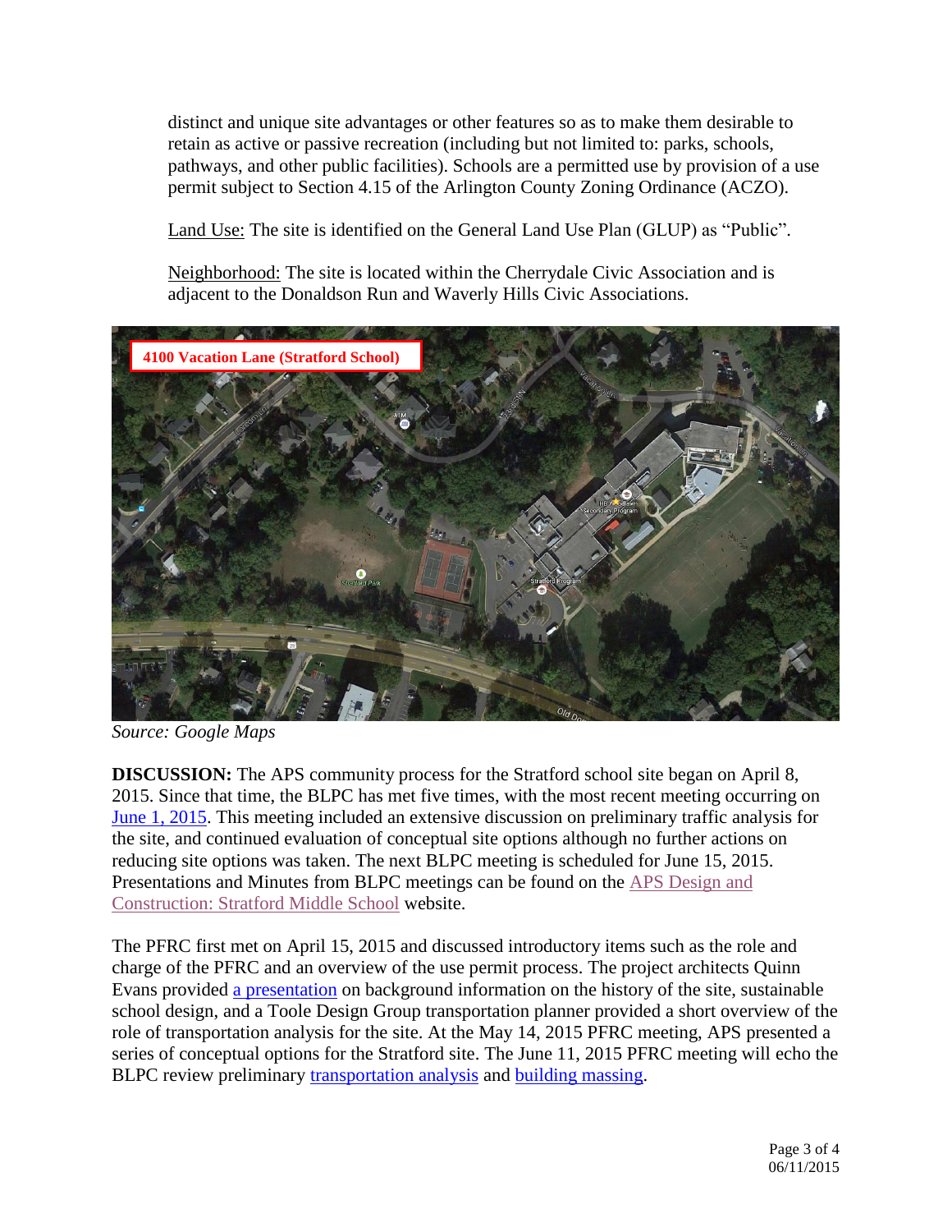distinct and unique site advantages or other features so as to make them desirable to retain as active or passive recreation (including but not limited to: parks, schools, pathways, and other public facilities). Schools are a permitted use by provision of a use permit subject to Section 4.15 of the Arlington County Zoning Ordinance (ACZO).

Land Use: The site is identified on the General Land Use Plan (GLUP) as "Public".

Neighborhood: The site is located within the Cherrydale Civic Association and is adjacent to the Donaldson Run and Waverly Hills Civic Associations.

4100 Vacation Lane (Stratford School)

*Source: Google Maps*

**DISCUSSION:** The APS community process for the Stratford school site began on April 8, 2015. Since that time, the BLPC has met five times, with the most recent meeting occurring on [June 1, 2015](). This meeting included an extensive discussion on preliminary traffic analysis for the site, and continued evaluation of conceptual site options although no further actions on reducing site options was taken. The next BLPC meeting is scheduled for June 15, 2015. Presentations and Minutes from BLPC meetings can be found on the [APS Design and Construction: Stratford Middle School]() website.

The PFRC first met on April 15, 2015 and discussed introductory items such as the role and charge of the PFRC and an overview of the use permit process. The project architects Quinn Evans provided [a presentation]() on background information on the history of the site, sustainable school design, and a Toole Design Group transportation planner provided a short overview of the role of transportation analysis for the site. At the May 14, 2015 PFRC meeting, APS presented a series of conceptual options for the Stratford site. The June 11, 2015 PFRC meeting will echo the BLPC review preliminary [transportation analysis]() and [building massing]().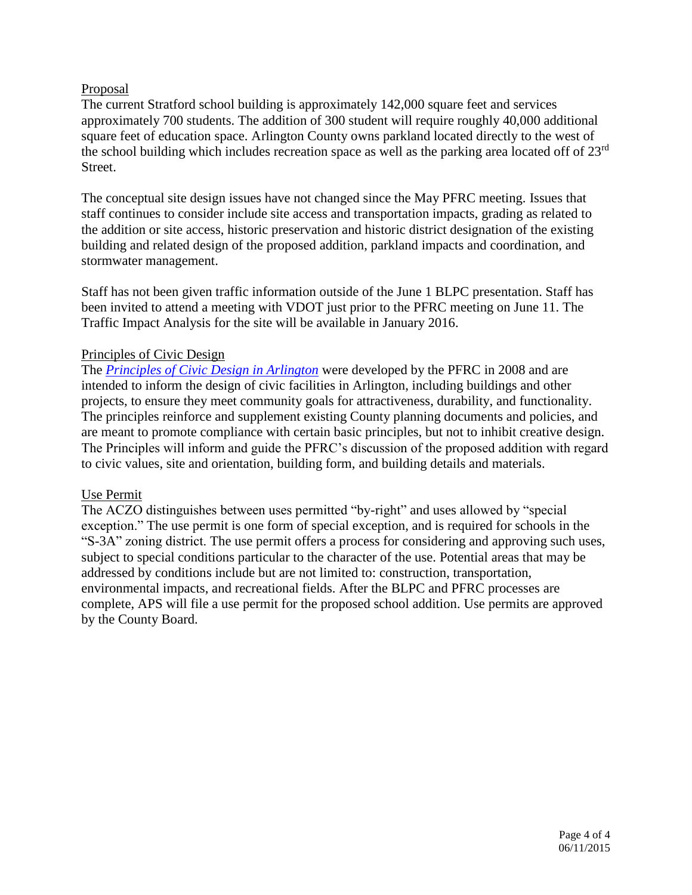## Proposal

The current Stratford school building is approximately 142,000 square feet and services approximately 700 students. The addition of 300 student will require roughly 40,000 additional square feet of education space. Arlington County owns parkland located directly to the west of the school building which includes recreation space as well as the parking area located off of 23rd Street.

The conceptual site design issues have not changed since the May PFRC meeting. Issues that staff continues to consider include site access and transportation impacts, grading as related to the addition or site access, historic preservation and historic district designation of the existing building and related design of the proposed addition, parkland impacts and coordination, and stormwater management.

Staff has not been given traffic information outside of the June 1 BLPC presentation. Staff has been invited to attend a meeting with VDOT just prior to the PFRC meeting on June 11. The Traffic Impact Analysis for the site will be available in January 2016.

## Principles of Civic Design

The *Principles of Civic Design in Arlington* were developed by the PFRC in 2008 and are intended to inform the design of civic facilities in Arlington, including buildings and other projects, to ensure they meet community goals for attractiveness, durability, and functionality. The principles reinforce and supplement existing County planning documents and policies, and are meant to promote compliance with certain basic principles, but not to inhibit creative design. The Principles will inform and guide the PFRC's discussion of the proposed addition with regard to civic values, site and orientation, building form, and building details and materials.

## Use Permit

The ACZO distinguishes between uses permitted "by-right" and uses allowed by "special exception." The use permit is one form of special exception, and is required for schools in the "S-3A" zoning district. The use permit offers a process for considering and approving such uses, subject to special conditions particular to the character of the use. Potential areas that may be addressed by conditions include but are not limited to: construction, transportation, environmental impacts, and recreational fields. After the BLPC and PFRC processes are complete, APS will file a use permit for the proposed school addition. Use permits are approved by the County Board.